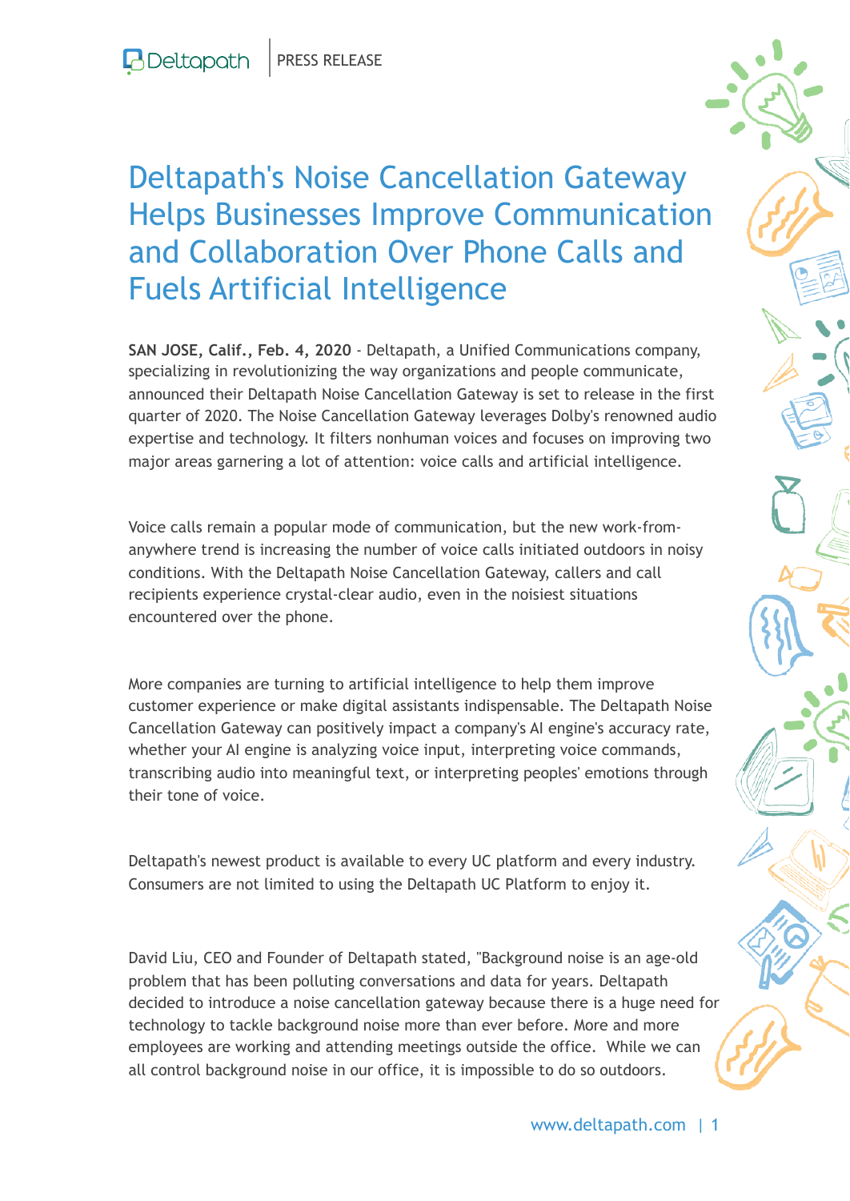# Deltapath's Noise Cancellation Gateway Helps Businesses Improve Communication and Collaboration Over Phone Calls and Fuels Artificial Intelligence

**SAN JOSE, Calif., Feb. 4, 2020** - Deltapath, a Unified Communications company, specializing in revolutionizing the way organizations and people communicate, announced their Deltapath Noise Cancellation Gateway is set to release in the first quarter of 2020. The Noise Cancellation Gateway leverages Dolby's renowned audio expertise and technology. It filters nonhuman voices and focuses on improving two major areas garnering a lot of attention: voice calls and artificial intelligence.

Voice calls remain a popular mode of communication, but the new work-from-anywhere trend is increasing the number of voice calls initiated outdoors in noisy conditions. With the Deltapath Noise Cancellation Gateway, callers and call recipients experience crystal-clear audio, even in the noisiest situations encountered over the phone.

More companies are turning to artificial intelligence to help them improve customer experience or make digital assistants indispensable. The Deltapath Noise Cancellation Gateway can positively impact a company's AI engine's accuracy rate, whether your AI engine is analyzing voice input, interpreting voice commands, transcribing audio into meaningful text, or interpreting peoples' emotions through their tone of voice.

Deltapath's newest product is available to every UC platform and every industry. Consumers are not limited to using the Deltapath UC Platform to enjoy it.

David Liu, CEO and Founder of Deltapath stated, "Background noise is an age-old problem that has been polluting conversations and data for years. Deltapath decided to introduce a noise cancellation gateway because there is a huge need for technology to tackle background noise more than ever before. More and more employees are working and attending meetings outside the office. While we can all control background noise in our office, it is impossible to do so outdoors.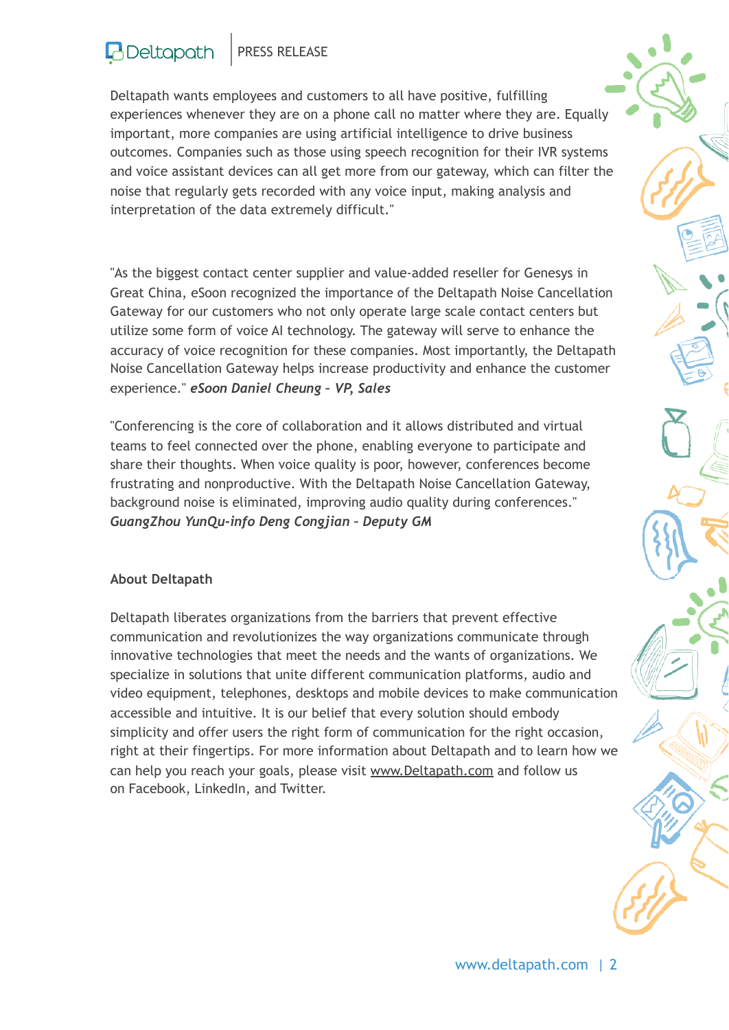Deltapath wants employees and customers to all have positive, fulfilling experiences whenever they are on a phone call no matter where they are. Equally important, more companies are using artificial intelligence to drive business outcomes. Companies such as those using speech recognition for their IVR systems and voice assistant devices can all get more from our gateway, which can filter the noise that regularly gets recorded with any voice input, making analysis and interpretation of the data extremely difficult."

"As the biggest contact center supplier and value-added reseller for Genesys in Great China, eSoon recognized the importance of the Deltapath Noise Cancellation Gateway for our customers who not only operate large scale contact centers but utilize some form of voice AI technology. The gateway will serve to enhance the accuracy of voice recognition for these companies. Most importantly, the Deltapath Noise Cancellation Gateway helps increase productivity and enhance the customer experience." ***eSoon Daniel Cheung – VP, Sales***

"Conferencing is the core of collaboration and it allows distributed and virtual teams to feel connected over the phone, enabling everyone to participate and share their thoughts. When voice quality is poor, however, conferences become frustrating and nonproductive. With the Deltapath Noise Cancellation Gateway, background noise is eliminated, improving audio quality during conferences." ***GuangZhou YunQu-info Deng Congjian – Deputy GM***

**About Deltapath**

Deltapath liberates organizations from the barriers that prevent effective communication and revolutionizes the way organizations communicate through innovative technologies that meet the needs and the wants of organizations. We specialize in solutions that unite different communication platforms, audio and video equipment, telephones, desktops and mobile devices to make communication accessible and intuitive. It is our belief that every solution should embody simplicity and offer users the right form of communication for the right occasion, right at their fingertips. For more information about Deltapath and to learn how we can help you reach your goals, please visit www.Deltapath.com and follow us on Facebook, LinkedIn, and Twitter.